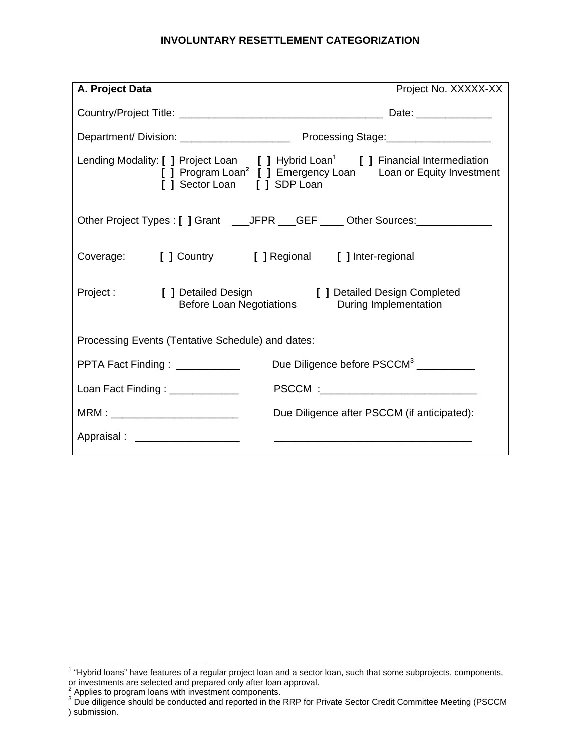# INVOLUNTARY RESETTLEMENT CATEGORIZATION

**A. Project Data** Project No. XXXXX-XX

Country/Project Title: ___________________________________ Date: _____________

Department/ Division: ___________________ Processing Stage:__________________

Lending Modality: **[ ]** Project Loan **[ ]** Hybrid Loan[1] **[ ]** Financial Intermediation Loan or Equity Investment
**[ ]** Program Loan[2] **[ ]** Emergency Loan
**[ ]** Sector Loan **[ ]** SDP Loan

Other Project Types : **[ ]** Grant ___JFPR ___GEF ____ Other Sources:_____________

Coverage: **[ ]** Country **[ ]** Regional **[ ]** Inter-regional

Project : **[ ]** Detailed Design Before Loan Negotiations **[ ]** Detailed Design Completed During Implementation

Processing Events (Tentative Schedule) and dates:

PPTA Fact Finding : ___________ Due Diligence before PSCCM[3] __________

Loan Fact Finding : ____________ PSCCM :___________________________

MRM : ______________________ Due Diligence after PSCCM (if anticipated):

Appraisal : __________________ __________________________________

---

[1] "Hybrid loans" have features of a regular project loan and a sector loan, such that some subprojects, components, or investments are selected and prepared only after loan approval.

[2] Applies to program loans with investment components.

[3] Due diligence should be conducted and reported in the RRP for Private Sector Credit Committee Meeting (PSCCM ) submission.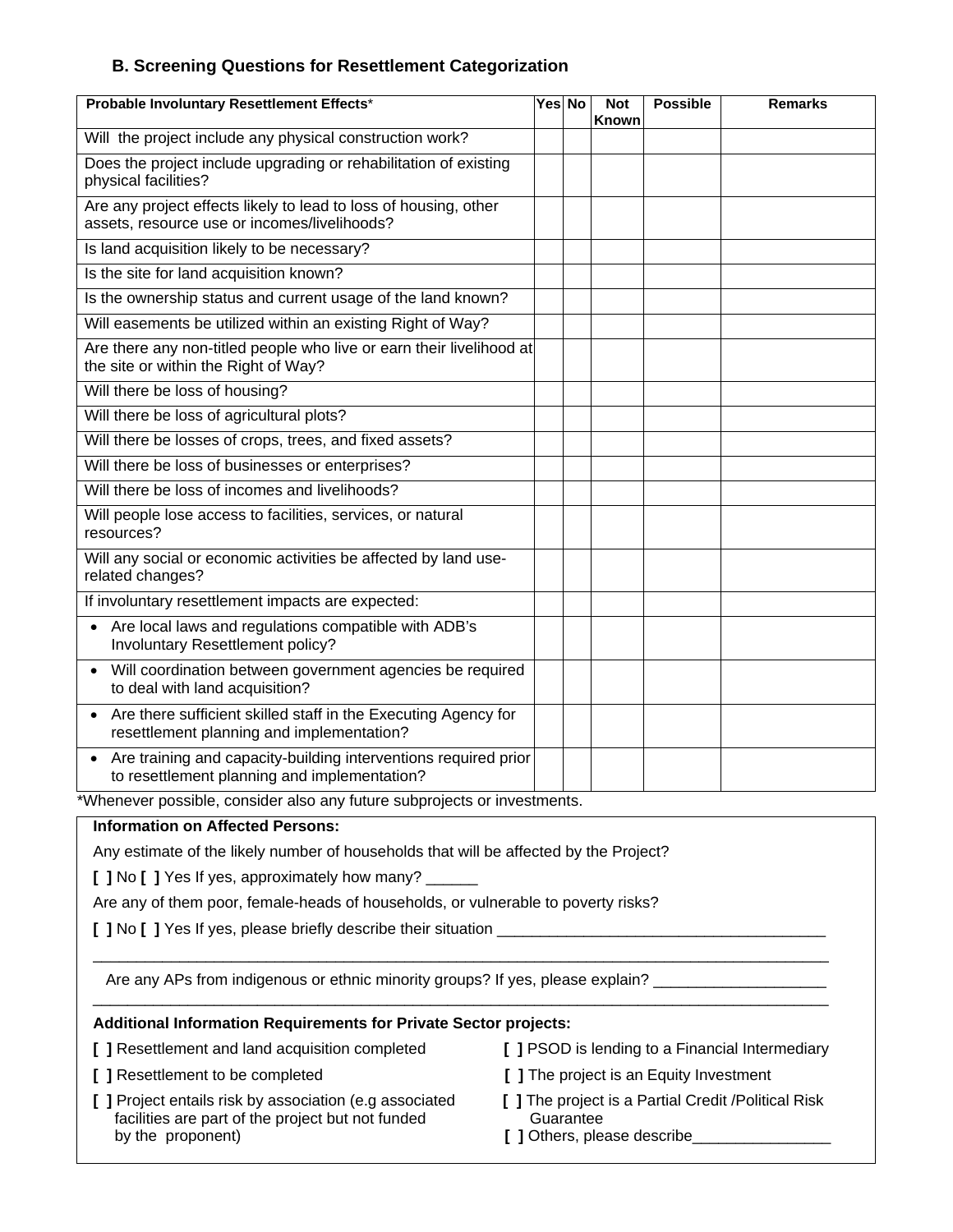### B. Screening Questions for Resettlement Categorization

| **Probable Involuntary Resettlement Effects*** | **Yes** | **No** | **Not Known** | **Possible** | **Remarks** |
|---|---|---|---|---|---|
| Will the project include any physical construction work? | | | | | |
| Does the project include upgrading or rehabilitation of existing physical facilities? | | | | | |
| Are any project effects likely to lead to loss of housing, other assets, resource use or incomes/livelihoods? | | | | | |
| Is land acquisition likely to be necessary? | | | | | |
| Is the site for land acquisition known? | | | | | |
| Is the ownership status and current usage of the land known? | | | | | |
| Will easements be utilized within an existing Right of Way? | | | | | |
| Are there any non-titled people who live or earn their livelihood at the site or within the Right of Way? | | | | | |
| Will there be loss of housing? | | | | | |
| Will there be loss of agricultural plots? | | | | | |
| Will there be losses of crops, trees, and fixed assets? | | | | | |
| Will there be loss of businesses or enterprises? | | | | | |
| Will there be loss of incomes and livelihoods? | | | | | |
| Will people lose access to facilities, services, or natural resources? | | | | | |
| Will any social or economic activities be affected by land use-related changes? | | | | | |
| If involuntary resettlement impacts are expected: | | | | | |
| • Are local laws and regulations compatible with ADB's Involuntary Resettlement policy? | | | | | |
| • Will coordination between government agencies be required to deal with land acquisition? | | | | | |
| • Are there sufficient skilled staff in the Executing Agency for resettlement planning and implementation? | | | | | |
| • Are training and capacity-building interventions required prior to resettlement planning and implementation? | | | | | |

*Whenever possible, consider also any future subprojects or investments.

**Information on Affected Persons:**

Any estimate of the likely number of households that will be affected by the Project?

**[ ]** No **[ ]** Yes If yes, approximately how many? ______

Are any of them poor, female-heads of households, or vulnerable to poverty risks?

**[ ]** No **[ ]** Yes If yes, please briefly describe their situation ______________________________________

_____________________________________________________________________________________

Are any APs from indigenous or ethnic minority groups? If yes, please explain? ____________________

_____________________________________________________________________________________

**Additional Information Requirements for Private Sector projects:**

**[ ]** Resettlement and land acquisition completed

**[ ]** Resettlement to be completed

**[ ]** Project entails risk by association (e.g associated facilities are part of the project but not funded by the proponent)

**[ ]** PSOD is lending to a Financial Intermediary

**[ ]** The project is an Equity Investment

**[ ]** The project is a Partial Credit /Political Risk Guarantee

**[ ]** Others, please describe________________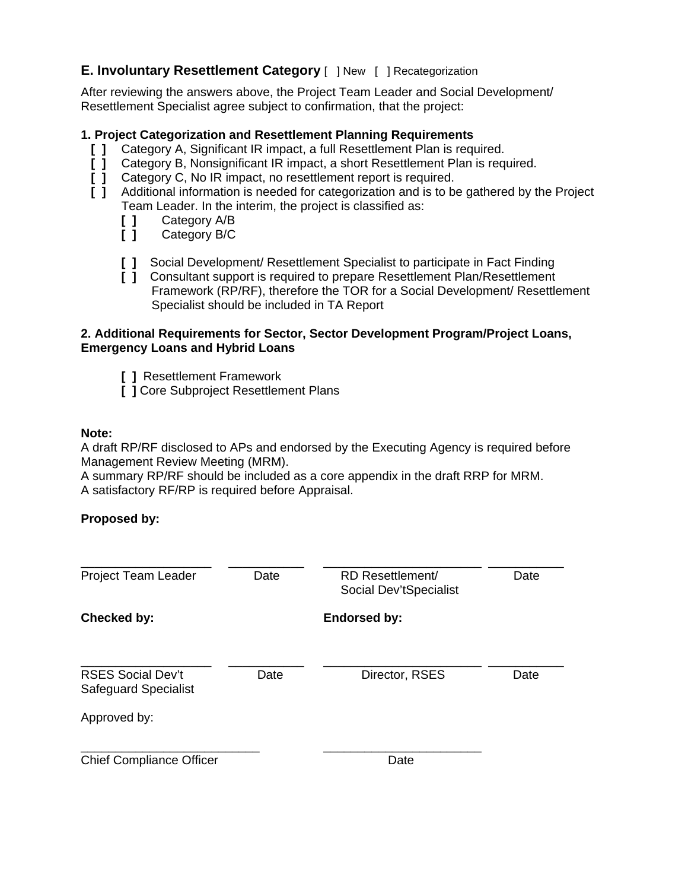## E. Involuntary Resettlement Category [ ] New [ ] Recategorization

After reviewing the answers above, the Project Team Leader and Social Development/ Resettlement Specialist agree subject to confirmation, that the project:

**1. Project Categorization and Resettlement Planning Requirements**

[ ] Category A, Significant IR impact, a full Resettlement Plan is required.
[ ] Category B, Nonsignificant IR impact, a short Resettlement Plan is required.
[ ] Category C, No IR impact, no resettlement report is required.
[ ] Additional information is needed for categorization and is to be gathered by the Project Team Leader. In the interim, the project is classified as:

- [ ] Category A/B
- [ ] Category B/C

- [ ] Social Development/ Resettlement Specialist to participate in Fact Finding
- [ ] Consultant support is required to prepare Resettlement Plan/Resettlement Framework (RP/RF), therefore the TOR for a Social Development/ Resettlement Specialist should be included in TA Report

**2. Additional Requirements for Sector, Sector Development Program/Project Loans, Emergency Loans and Hybrid Loans**

- [ ] Resettlement Framework
- [ ] Core Subproject Resettlement Plans

**Note:**
A draft RP/RF disclosed to APs and endorsed by the Executing Agency is required before Management Review Meeting (MRM).
A summary RP/RF should be included as a core appendix in the draft RRP for MRM.
A satisfactory RF/RP is required before Appraisal.

**Proposed by:**

| | | | |
|---|---|---|---|
| ___________________ | ___________ | ______________________ | ___________ |
| Project Team Leader | Date | RD Resettlement/ Social Dev'tSpecialist | Date |

| | | | |
|---|---|---|---|
| **Checked by:** | | **Endorsed by:** | |
| ___________________ | ___________ | ______________________ | ___________ |
| RSES Social Dev't Safeguard Specialist | Date | Director, RSES | Date |

Approved by:

| | |
|---|---|
| _________________________ | ______________________ |
| Chief Compliance Officer | Date |